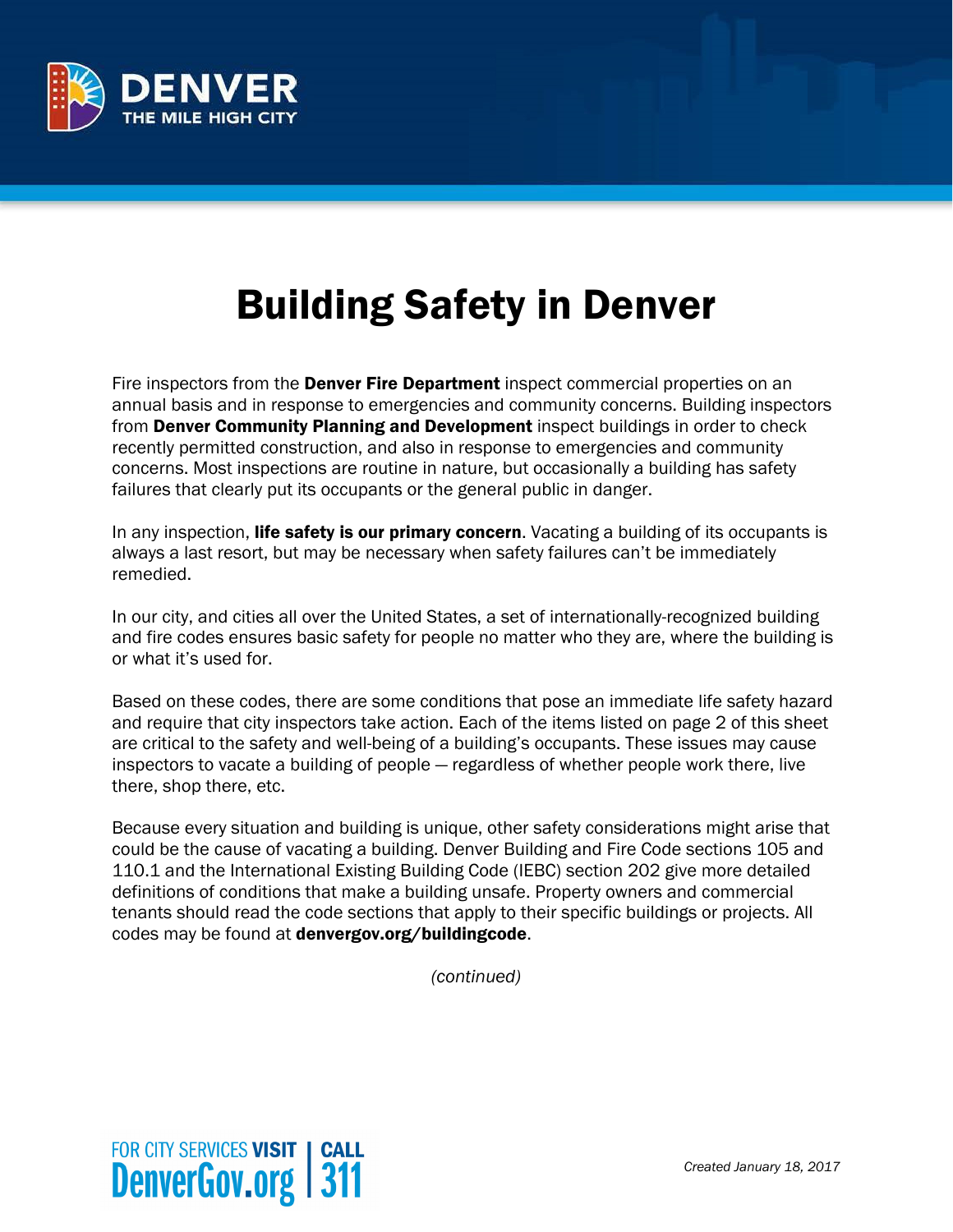# Building Safety in Denver

Fire inspectors from the **Denver Fire Department** inspect commercial properties on an annual basis and in response to emergencies and community concerns. Building inspectors from **Denver Community Planning and Development** inspect buildings in order to check recently permitted construction, and also in response to emergencies and community concerns. Most inspections are routine in nature, but occasionally a building has safety failures that clearly put its occupants or the general public in danger.

In any inspection, **life safety is our primary concern**. Vacating a building of its occupants is always a last resort, but may be necessary when safety failures can't be immediately remedied.

In our city, and cities all over the United States, a set of internationally-recognized building and fire codes ensures basic safety for people no matter who they are, where the building is or what it's used for.

Based on these codes, there are some conditions that pose an immediate life safety hazard and require that city inspectors take action. Each of the items listed on page 2 of this sheet are critical to the safety and well-being of a building's occupants. These issues may cause inspectors to vacate a building of people — regardless of whether people work there, live there, shop there, etc.

Because every situation and building is unique, other safety considerations might arise that could be the cause of vacating a building. Denver Building and Fire Code sections 105 and 110.1 and the International Existing Building Code (IEBC) section 202 give more detailed definitions of conditions that make a building unsafe. Property owners and commercial tenants should read the code sections that apply to their specific buildings or projects. All codes may be found at **denvergov.org/buildingcode**.

*(continued)*

*Created January 18, 2017*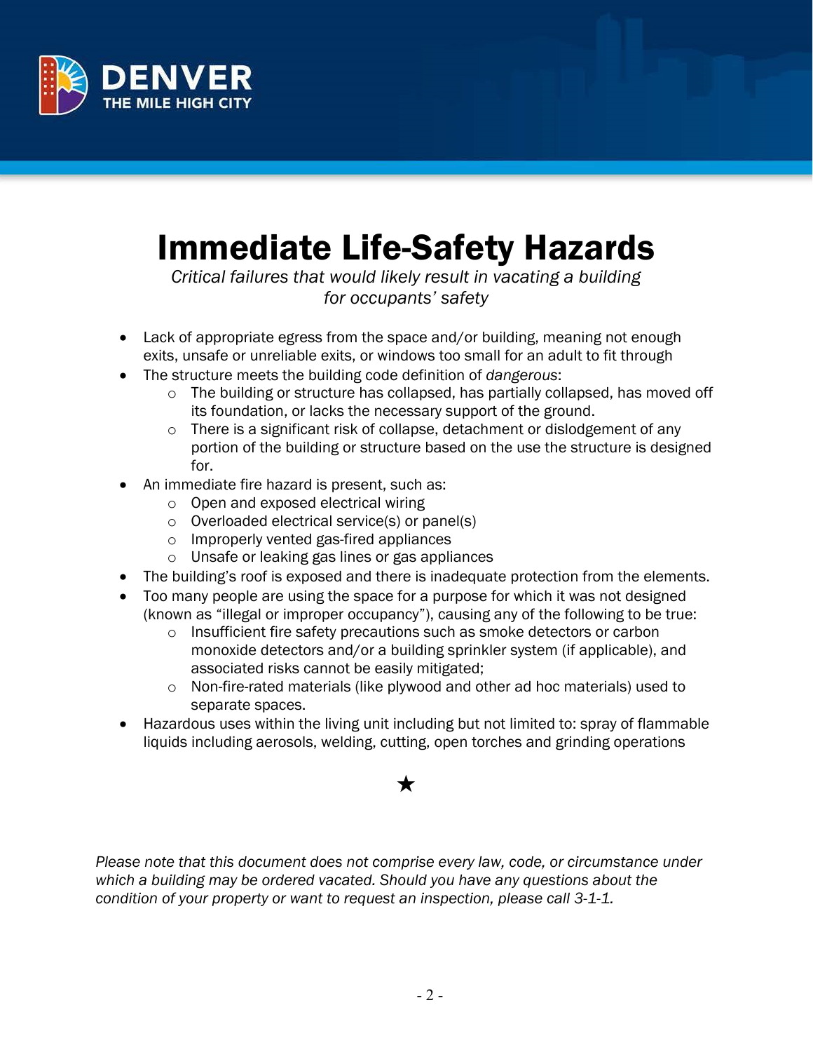# Immediate Life-Safety Hazards

*Critical failures that would likely result in vacating a building for occupants' safety*

- Lack of appropriate egress from the space and/or building, meaning not enough exits, unsafe or unreliable exits, or windows too small for an adult to fit through
- The structure meets the building code definition of *dangerous*:
  - The building or structure has collapsed, has partially collapsed, has moved off its foundation, or lacks the necessary support of the ground.
  - There is a significant risk of collapse, detachment or dislodgement of any portion of the building or structure based on the use the structure is designed for.
- An immediate fire hazard is present, such as:
  - Open and exposed electrical wiring
  - Overloaded electrical service(s) or panel(s)
  - Improperly vented gas-fired appliances
  - Unsafe or leaking gas lines or gas appliances
- The building's roof is exposed and there is inadequate protection from the elements.
- Too many people are using the space for a purpose for which it was not designed (known as "illegal or improper occupancy"), causing any of the following to be true:
  - Insufficient fire safety precautions such as smoke detectors or carbon monoxide detectors and/or a building sprinkler system (if applicable), and associated risks cannot be easily mitigated;
  - Non-fire-rated materials (like plywood and other ad hoc materials) used to separate spaces.
- Hazardous uses within the living unit including but not limited to: spray of flammable liquids including aerosols, welding, cutting, open torches and grinding operations

★

*Please note that this document does not comprise every law, code, or circumstance under which a building may be ordered vacated. Should you have any questions about the condition of your property or want to request an inspection, please call 3-1-1.*